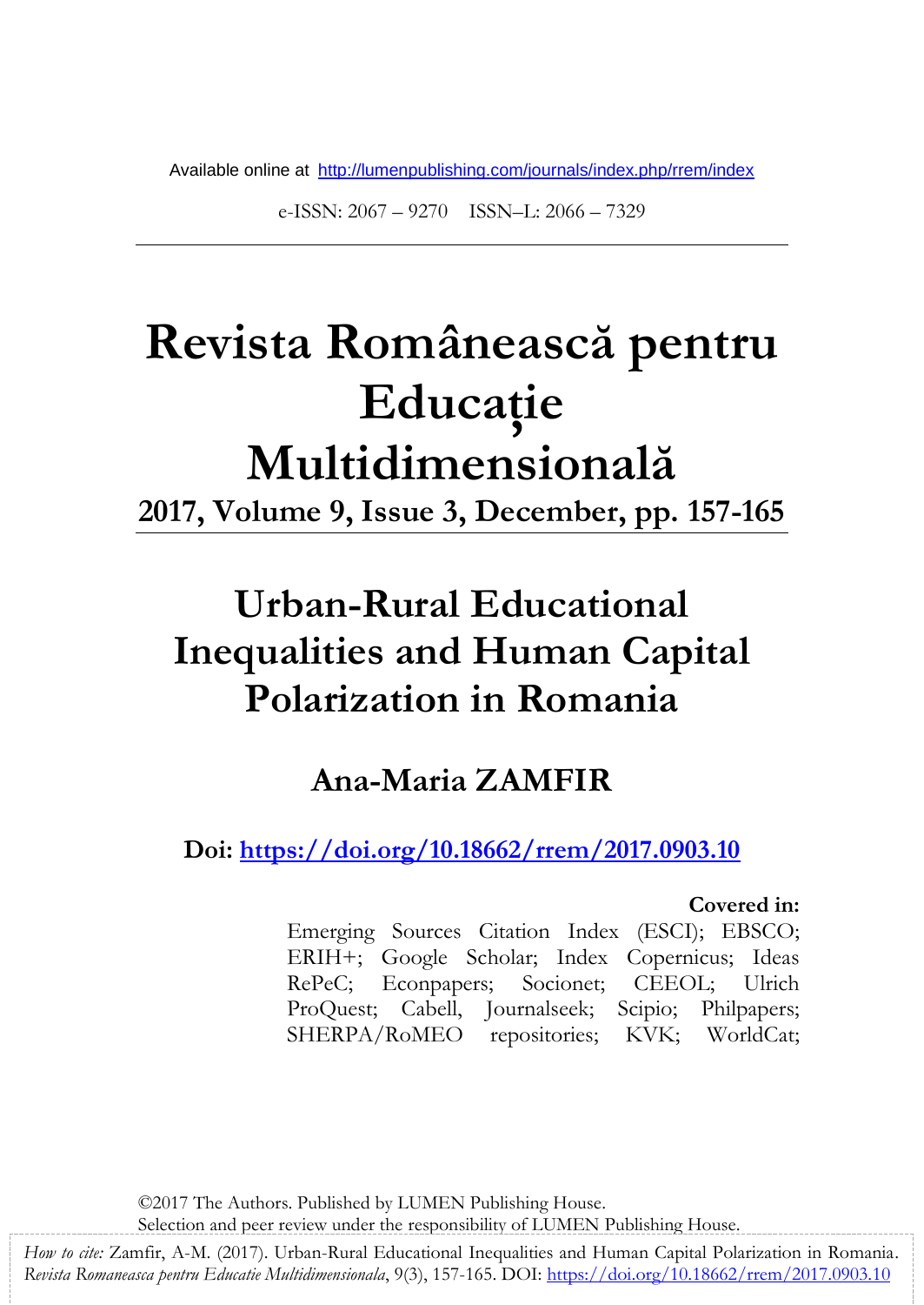Available online at http://lumenpublishing.com/journals/index.php/rrem/index

e-ISSN: 2067 – 9270 ISSN–L: 2066 – 7329

# Revista Românească pentru Educaţie Multidimensională

**2017, Volume 9, Issue 3, December, pp. 157-165**

# Urban-Rural Educational Inequalities and Human Capital Polarization in Romania

## Ana-Maria ZAMFIR

**Doi: https://doi.org/10.18662/rrem/2017.0903.10**

**Covered in:**
Emerging Sources Citation Index (ESCI); EBSCO; ERIH+; Google Scholar; Index Copernicus; Ideas RePeC; Econpapers; Socionet; CEEOL; Ulrich ProQuest; Cabell, Journalseek; Scipio; Philpapers; SHERPA/RoMEO repositories; KVK; WorldCat;

©2017 The Authors. Published by LUMEN Publishing House.
Selection and peer review under the responsibility of LUMEN Publishing House.

*How to cite:* Zamfir, A-M. (2017). Urban-Rural Educational Inequalities and Human Capital Polarization in Romania. *Revista Romaneasca pentru Educatie Multidimensionala*, 9(3), 157-165. DOI: https://doi.org/10.18662/rrem/2017.0903.10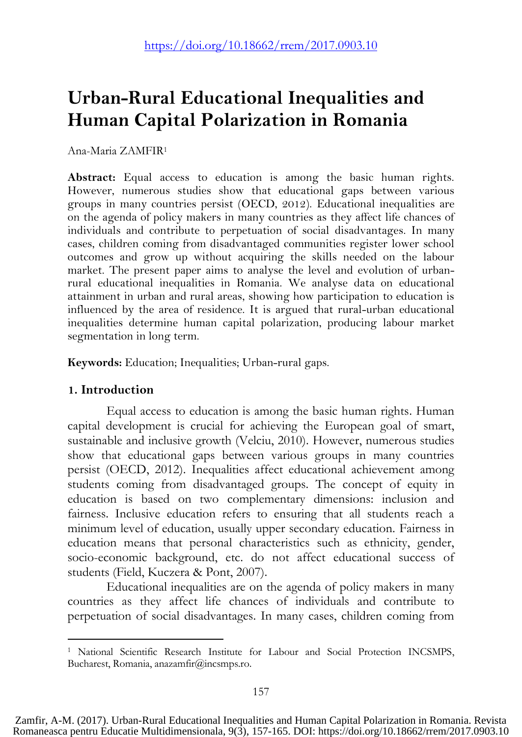https://doi.org/10.18662/rrem/2017.0903.10

# Urban-Rural Educational Inequalities and Human Capital Polarization in Romania

Ana-Maria ZAMFIR[1]

**Abstract:** Equal access to education is among the basic human rights. However, numerous studies show that educational gaps between various groups in many countries persist (OECD, 2012). Educational inequalities are on the agenda of policy makers in many countries as they affect life chances of individuals and contribute to perpetuation of social disadvantages. In many cases, children coming from disadvantaged communities register lower school outcomes and grow up without acquiring the skills needed on the labour market. The present paper aims to analyse the level and evolution of urban-rural educational inequalities in Romania. We analyse data on educational attainment in urban and rural areas, showing how participation to education is influenced by the area of residence. It is argued that rural-urban educational inequalities determine human capital polarization, producing labour market segmentation in long term.

**Keywords:** Education; Inequalities; Urban-rural gaps.

## 1. Introduction

Equal access to education is among the basic human rights. Human capital development is crucial for achieving the European goal of smart, sustainable and inclusive growth (Velciu, 2010). However, numerous studies show that educational gaps between various groups in many countries persist (OECD, 2012). Inequalities affect educational achievement among students coming from disadvantaged groups. The concept of equity in education is based on two complementary dimensions: inclusion and fairness. Inclusive education refers to ensuring that all students reach a minimum level of education, usually upper secondary education. Fairness in education means that personal characteristics such as ethnicity, gender, socio-economic background, etc. do not affect educational success of students (Field, Kuczera & Pont, 2007).

Educational inequalities are on the agenda of policy makers in many countries as they affect life chances of individuals and contribute to perpetuation of social disadvantages. In many cases, children coming from

[1] National Scientific Research Institute for Labour and Social Protection INCSMPS, Bucharest, Romania, anazamfir@incsmps.ro.

Zamfir, A-M. (2017). Urban-Rural Educational Inequalities and Human Capital Polarization in Romania. Revista Romaneasca pentru Educatie Multidimensionala, 9(3), 157-165. DOI: https://doi.org/10.18662/rrem/2017.0903.10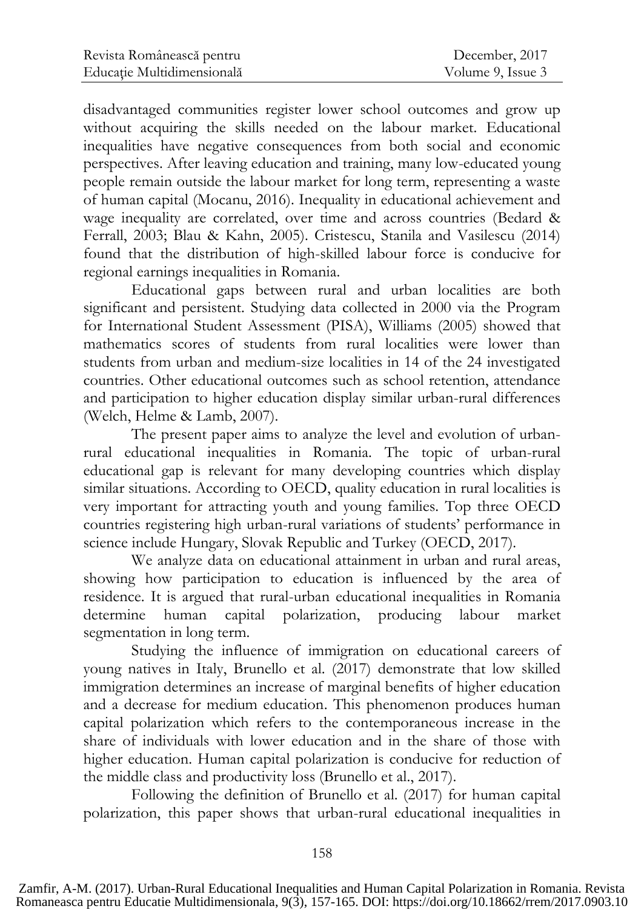disadvantaged communities register lower school outcomes and grow up without acquiring the skills needed on the labour market. Educational inequalities have negative consequences from both social and economic perspectives. After leaving education and training, many low-educated young people remain outside the labour market for long term, representing a waste of human capital (Mocanu, 2016). Inequality in educational achievement and wage inequality are correlated, over time and across countries (Bedard & Ferrall, 2003; Blau & Kahn, 2005). Cristescu, Stanila and Vasilescu (2014) found that the distribution of high-skilled labour force is conducive for regional earnings inequalities in Romania.

Educational gaps between rural and urban localities are both significant and persistent. Studying data collected in 2000 via the Program for International Student Assessment (PISA), Williams (2005) showed that mathematics scores of students from rural localities were lower than students from urban and medium-size localities in 14 of the 24 investigated countries. Other educational outcomes such as school retention, attendance and participation to higher education display similar urban-rural differences (Welch, Helme & Lamb, 2007).

The present paper aims to analyze the level and evolution of urban-rural educational inequalities in Romania. The topic of urban-rural educational gap is relevant for many developing countries which display similar situations. According to OECD, quality education in rural localities is very important for attracting youth and young families. Top three OECD countries registering high urban-rural variations of students' performance in science include Hungary, Slovak Republic and Turkey (OECD, 2017).

We analyze data on educational attainment in urban and rural areas, showing how participation to education is influenced by the area of residence. It is argued that rural-urban educational inequalities in Romania determine human capital polarization, producing labour market segmentation in long term.

Studying the influence of immigration on educational careers of young natives in Italy, Brunello et al. (2017) demonstrate that low skilled immigration determines an increase of marginal benefits of higher education and a decrease for medium education. This phenomenon produces human capital polarization which refers to the contemporaneous increase in the share of individuals with lower education and in the share of those with higher education. Human capital polarization is conducive for reduction of the middle class and productivity loss (Brunello et al., 2017).

Following the definition of Brunello et al. (2017) for human capital polarization, this paper shows that urban-rural educational inequalities in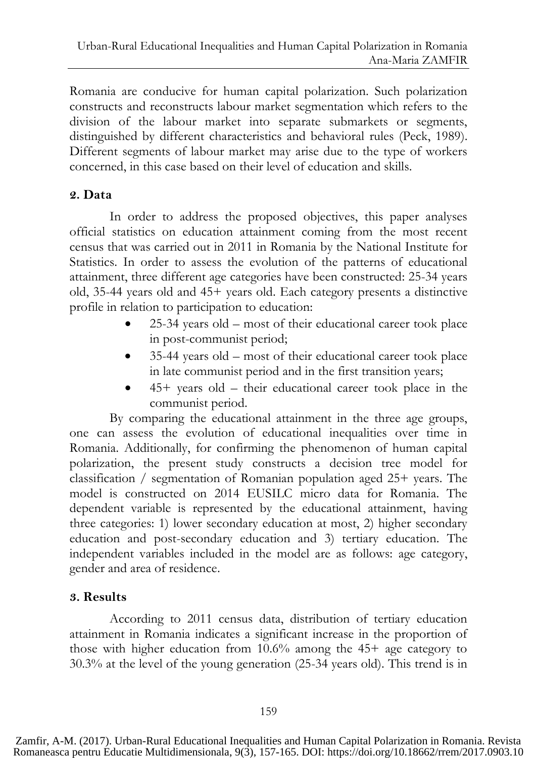Romania are conducive for human capital polarization. Such polarization constructs and reconstructs labour market segmentation which refers to the division of the labour market into separate submarkets or segments, distinguished by different characteristics and behavioral rules (Peck, 1989). Different segments of labour market may arise due to the type of workers concerned, in this case based on their level of education and skills.

## 2. Data

In order to address the proposed objectives, this paper analyses official statistics on education attainment coming from the most recent census that was carried out in 2011 in Romania by the National Institute for Statistics. In order to assess the evolution of the patterns of educational attainment, three different age categories have been constructed: 25-34 years old, 35-44 years old and 45+ years old. Each category presents a distinctive profile in relation to participation to education:

- 25-34 years old – most of their educational career took place in post-communist period;
- 35-44 years old – most of their educational career took place in late communist period and in the first transition years;
- 45+ years old – their educational career took place in the communist period.

By comparing the educational attainment in the three age groups, one can assess the evolution of educational inequalities over time in Romania. Additionally, for confirming the phenomenon of human capital polarization, the present study constructs a decision tree model for classification / segmentation of Romanian population aged 25+ years. The model is constructed on 2014 EUSILC micro data for Romania. The dependent variable is represented by the educational attainment, having three categories: 1) lower secondary education at most, 2) higher secondary education and post-secondary education and 3) tertiary education. The independent variables included in the model are as follows: age category, gender and area of residence.

## 3. Results

According to 2011 census data, distribution of tertiary education attainment in Romania indicates a significant increase in the proportion of those with higher education from 10.6% among the 45+ age category to 30.3% at the level of the young generation (25-34 years old). This trend is in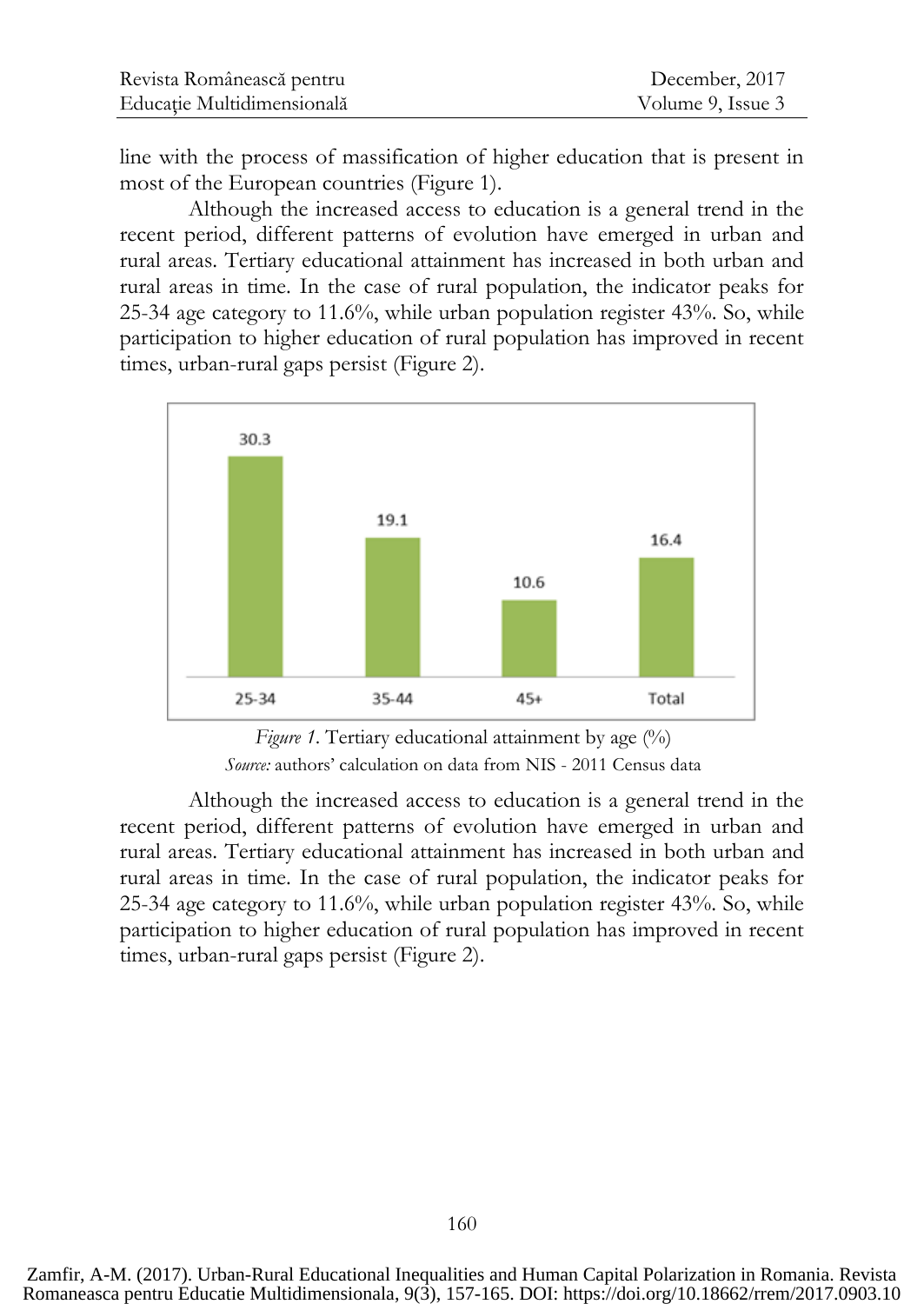line with the process of massification of higher education that is present in most of the European countries (Figure 1).

Although the increased access to education is a general trend in the recent period, different patterns of evolution have emerged in urban and rural areas. Tertiary educational attainment has increased in both urban and rural areas in time. In the case of rural population, the indicator peaks for 25-34 age category to 11.6%, while urban population register 43%. So, while participation to higher education of rural population has improved in recent times, urban-rural gaps persist (Figure 2).

| 25-34 | 35-44 | 45+ | Total |
|---|---|---|---|
| 30.3 | 19.1 | 10.6 | 16.4 |

*Figure 1*. Tertiary educational attainment by age (%)
*Source:* authors' calculation on data from NIS - 2011 Census data

Although the increased access to education is a general trend in the recent period, different patterns of evolution have emerged in urban and rural areas. Tertiary educational attainment has increased in both urban and rural areas in time. In the case of rural population, the indicator peaks for 25-34 age category to 11.6%, while urban population register 43%. So, while participation to higher education of rural population has improved in recent times, urban-rural gaps persist (Figure 2).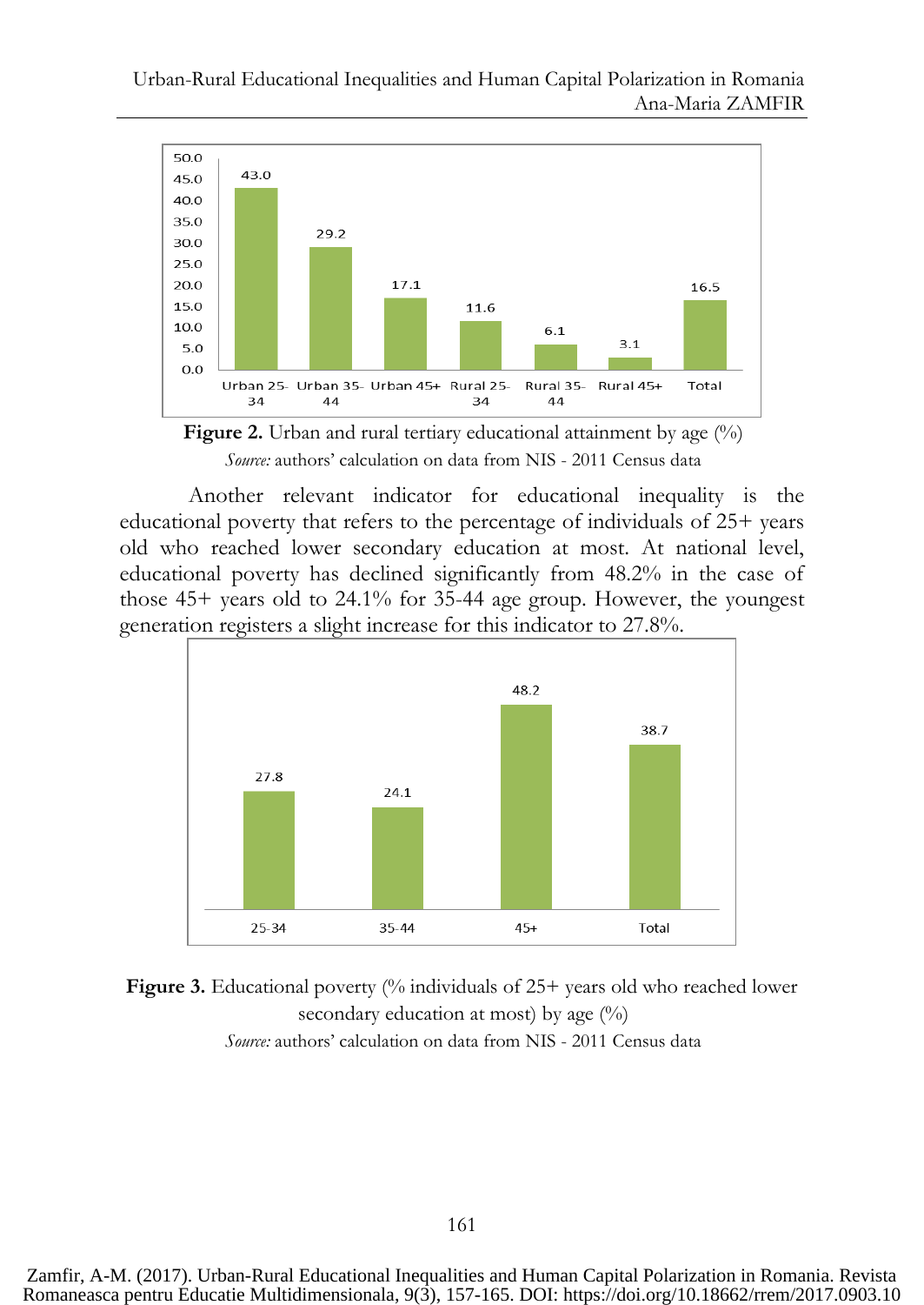**Figure 2.** Urban and rural tertiary educational attainment by age (%)

*Source:* authors' calculation on data from NIS - 2011 Census data

Another relevant indicator for educational inequality is the educational poverty that refers to the percentage of individuals of 25+ years old who reached lower secondary education at most. At national level, educational poverty has declined significantly from 48.2% in the case of those 45+ years old to 24.1% for 35-44 age group. However, the youngest generation registers a slight increase for this indicator to 27.8%.

**Figure 3.** Educational poverty (% individuals of 25+ years old who reached lower secondary education at most) by age (%)

*Source:* authors' calculation on data from NIS - 2011 Census data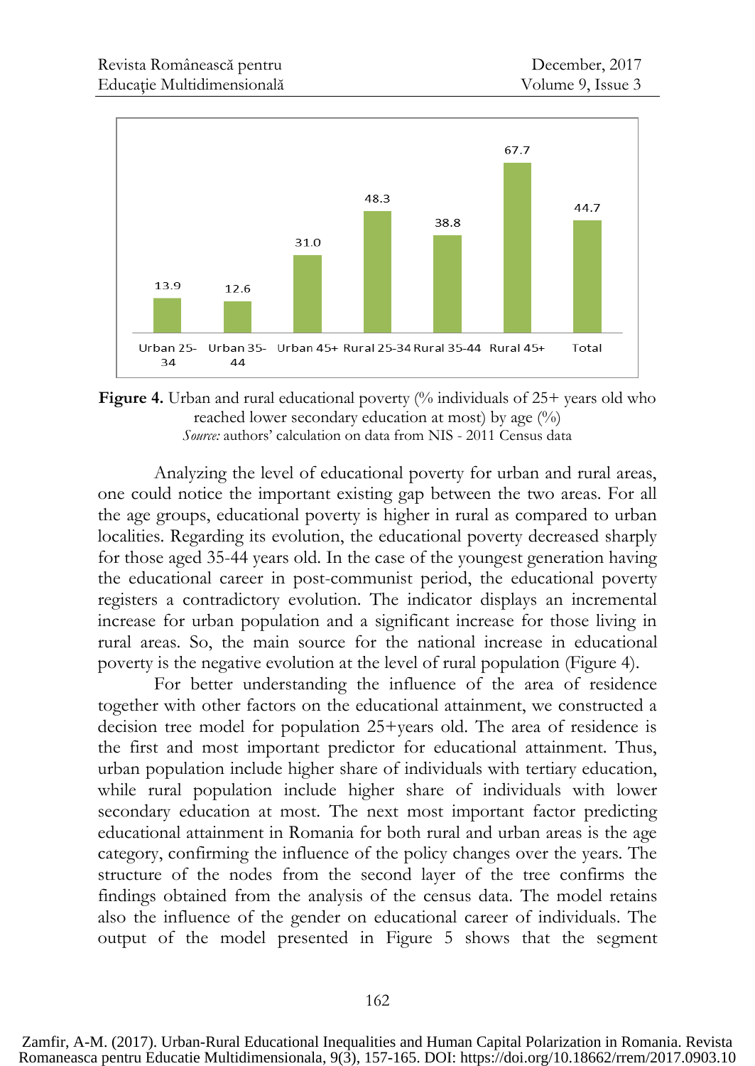| Urban 25-34 | Urban 35-44 | Urban 45+ | Rural 25-34 | Rural 35-44 | Rural 45+ | Total |
|---|---|---|---|---|---|---|
| 13.9 | 12.6 | 31.0 | 48.3 | 38.8 | 67.7 | 44.7 |

**Figure 4.** Urban and rural educational poverty (% individuals of 25+ years old who reached lower secondary education at most) by age (%)
*Source:* authors' calculation on data from NIS - 2011 Census data

Analyzing the level of educational poverty for urban and rural areas, one could notice the important existing gap between the two areas. For all the age groups, educational poverty is higher in rural as compared to urban localities. Regarding its evolution, the educational poverty decreased sharply for those aged 35-44 years old. In the case of the youngest generation having the educational career in post-communist period, the educational poverty registers a contradictory evolution. The indicator displays an incremental increase for urban population and a significant increase for those living in rural areas. So, the main source for the national increase in educational poverty is the negative evolution at the level of rural population (Figure 4).

For better understanding the influence of the area of residence together with other factors on the educational attainment, we constructed a decision tree model for population 25+years old. The area of residence is the first and most important predictor for educational attainment. Thus, urban population include higher share of individuals with tertiary education, while rural population include higher share of individuals with lower secondary education at most. The next most important factor predicting educational attainment in Romania for both rural and urban areas is the age category, confirming the influence of the policy changes over the years. The structure of the nodes from the second layer of the tree confirms the findings obtained from the analysis of the census data. The model retains also the influence of the gender on educational career of individuals. The output of the model presented in Figure 5 shows that the segment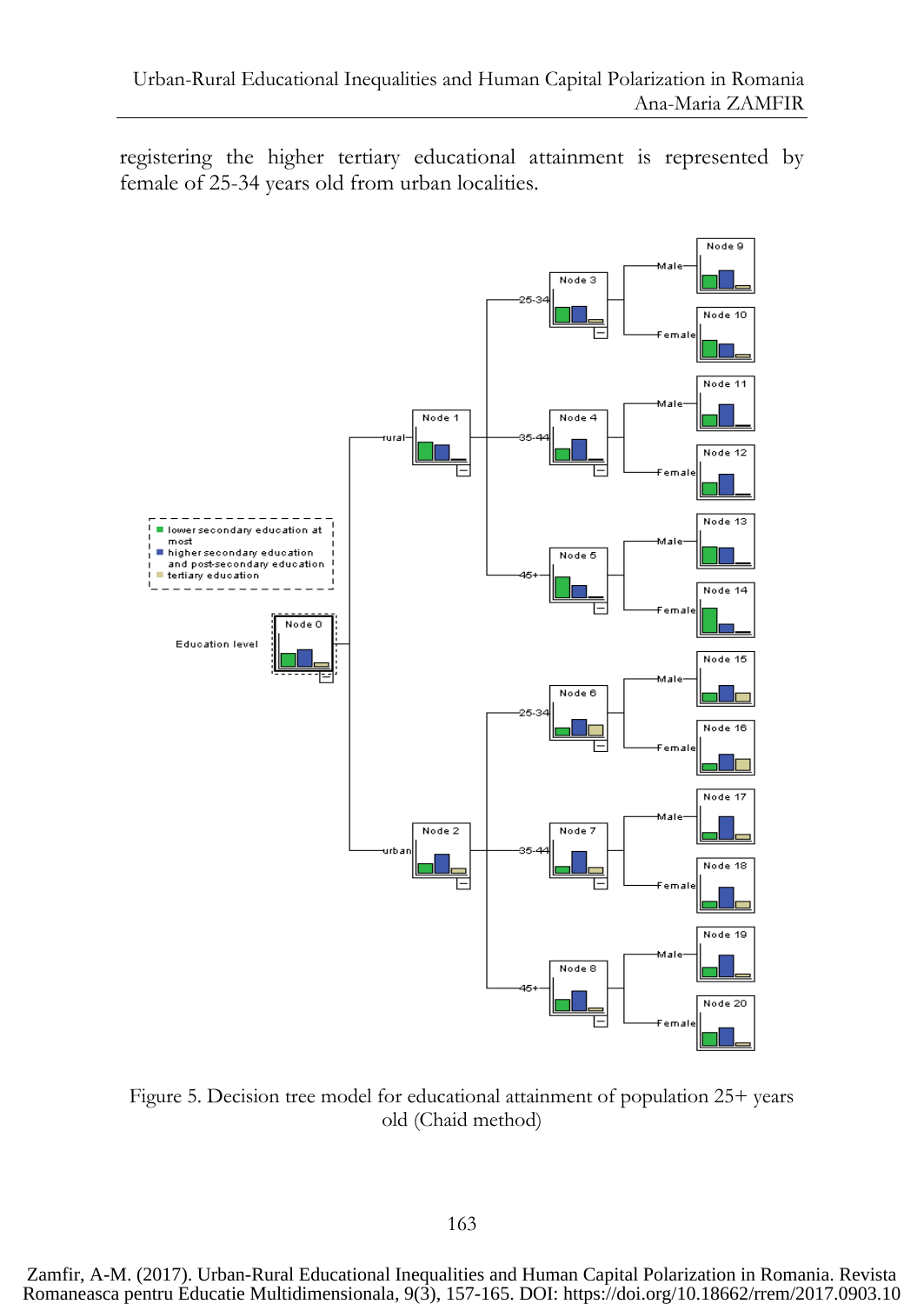registering the higher tertiary educational attainment is represented by female of 25-34 years old from urban localities.

Figure 5. Decision tree model for educational attainment of population 25+ years old (Chaid method)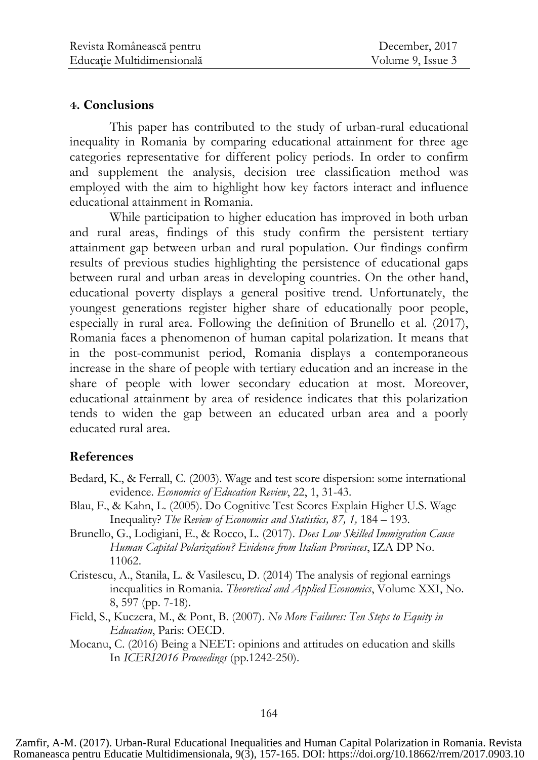## 4. Conclusions

This paper has contributed to the study of urban-rural educational inequality in Romania by comparing educational attainment for three age categories representative for different policy periods. In order to confirm and supplement the analysis, decision tree classification method was employed with the aim to highlight how key factors interact and influence educational attainment in Romania.

While participation to higher education has improved in both urban and rural areas, findings of this study confirm the persistent tertiary attainment gap between urban and rural population. Our findings confirm results of previous studies highlighting the persistence of educational gaps between rural and urban areas in developing countries. On the other hand, educational poverty displays a general positive trend. Unfortunately, the youngest generations register higher share of educationally poor people, especially in rural area. Following the definition of Brunello et al. (2017), Romania faces a phenomenon of human capital polarization. It means that in the post-communist period, Romania displays a contemporaneous increase in the share of people with tertiary education and an increase in the share of people with lower secondary education at most. Moreover, educational attainment by area of residence indicates that this polarization tends to widen the gap between an educated urban area and a poorly educated rural area.

## References

Bedard, K., & Ferrall, C. (2003). Wage and test score dispersion: some international evidence. *Economics of Education Review*, 22, 1, 31-43.

Blau, F., & Kahn, L. (2005). Do Cognitive Test Scores Explain Higher U.S. Wage Inequality? *The Review of Economics and Statistics, 87, 1,* 184 – 193.

Brunello, G., Lodigiani, E., & Rocco, L. (2017). *Does Low Skilled Immigration Cause Human Capital Polarization? Evidence from Italian Provinces*, IZA DP No. 11062.

Cristescu, A., Stanila, L. & Vasilescu, D. (2014) The analysis of regional earnings inequalities in Romania. *Theoretical and Applied Economics*, Volume XXI, No. 8, 597 (pp. 7-18).

Field, S., Kuczera, M., & Pont, B. (2007). *No More Failures: Ten Steps to Equity in Education*, Paris: OECD.

Mocanu, C. (2016) Being a NEET: opinions and attitudes on education and skills In *ICERI2016 Proceedings* (pp.1242-250).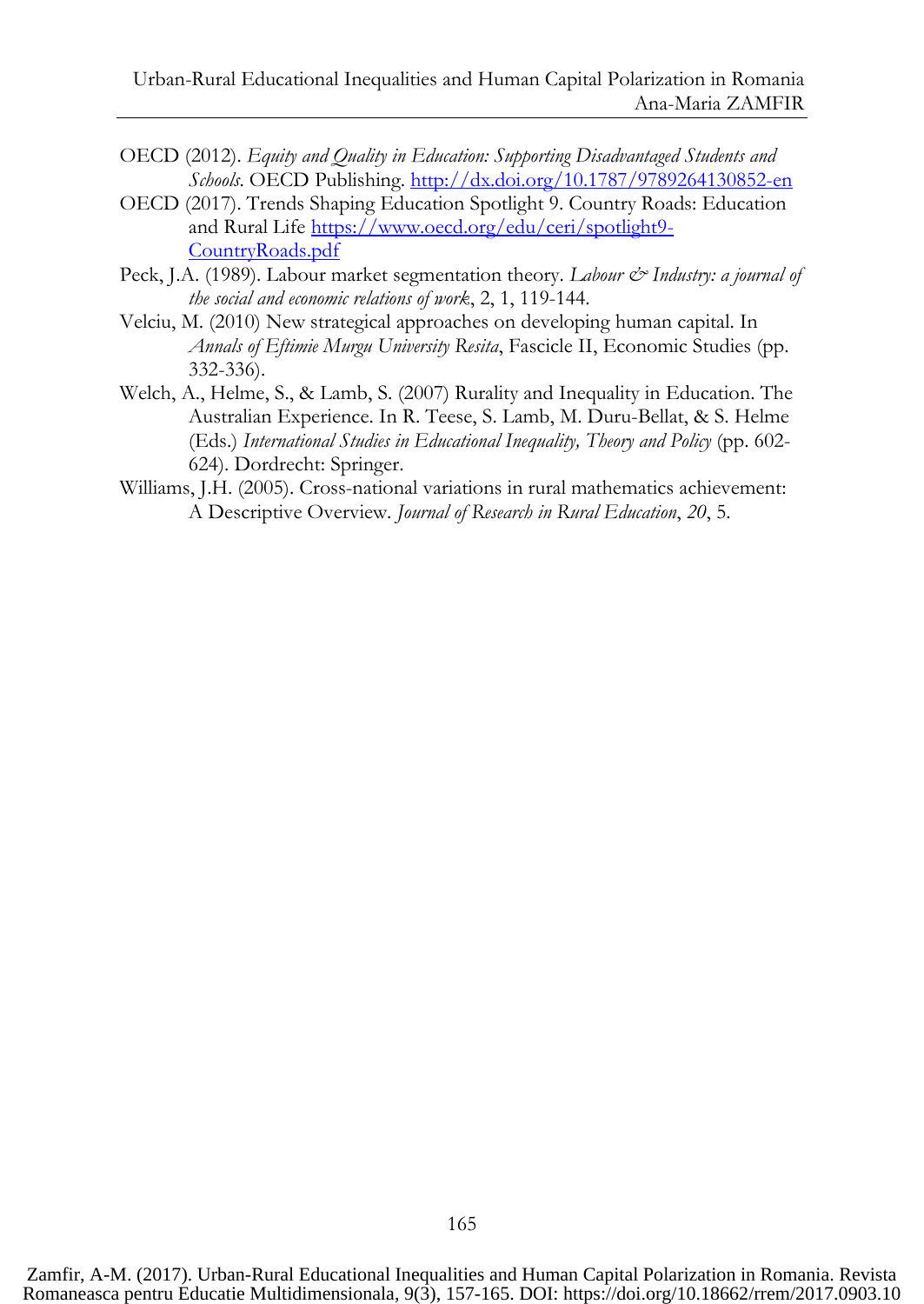OECD (2012). *Equity and Quality in Education: Supporting Disadvantaged Students and Schools*. OECD Publishing. http://dx.doi.org/10.1787/9789264130852-en

OECD (2017). Trends Shaping Education Spotlight 9. Country Roads: Education and Rural Life https://www.oecd.org/edu/ceri/spotlight9-CountryRoads.pdf

Peck, J.A. (1989). Labour market segmentation theory. *Labour & Industry: a journal of the social and economic relations of work*, 2, 1, 119-144.

Velciu, M. (2010) New strategical approaches on developing human capital. In *Annals of Eftimie Murgu University Resita*, Fascicle II, Economic Studies (pp. 332-336).

Welch, A., Helme, S., & Lamb, S. (2007) Rurality and Inequality in Education. The Australian Experience. In R. Teese, S. Lamb, M. Duru-Bellat, & S. Helme (Eds.) *International Studies in Educational Inequality, Theory and Policy* (pp. 602-624). Dordrecht: Springer.

Williams, J.H. (2005). Cross-national variations in rural mathematics achievement: A Descriptive Overview. *Journal of Research in Rural Education*, *20*, 5.